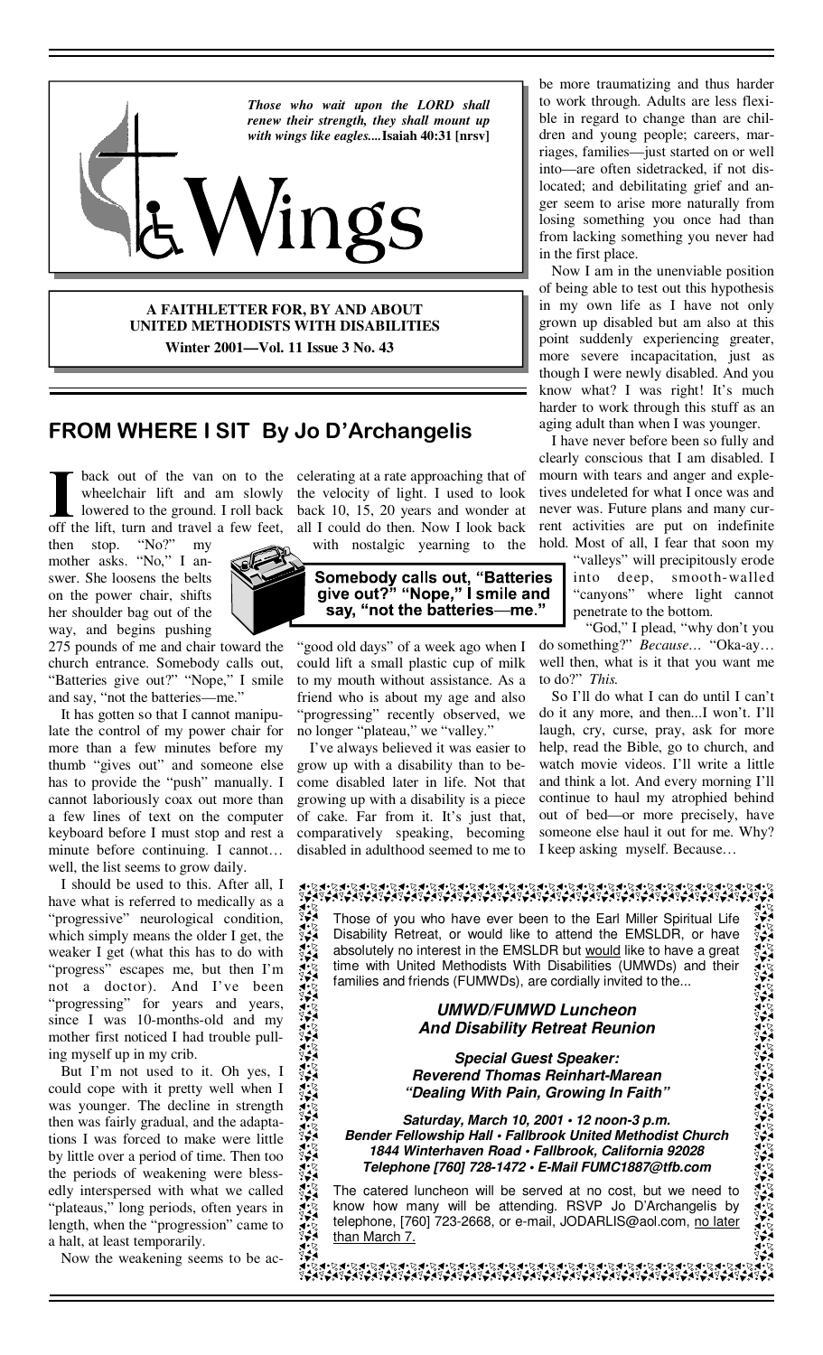*Those who wait upon the LORD shall renew their strength, they shall mount up with wings like eagles....* **Isaiah 40:31 [nrsv]**

# Wings

**A FAITHLETTER FOR, BY AND ABOUT UNITED METHODISTS WITH DISABILITIES**

**Winter 2001—Vol. 11 Issue 3 No. 43**

## FROM WHERE I SIT By Jo D'Archangelis

I back out of the van on to the wheelchair lift and am slowly lowered to the ground. I roll back off the lift, turn and travel a few feet, then stop. "No?" my mother asks. "No," I answer. She loosens the belts on the power chair, shifts her shoulder bag out of the way, and begins pushing 275 pounds of me and chair toward the church entrance. Somebody calls out, "Batteries give out?" "Nope," I smile and say, "not the batteries—me."

It has gotten so that I cannot manipulate the control of my power chair for more than a few minutes before my thumb "gives out" and someone else has to provide the "push" manually. I cannot laboriously coax out more than a few lines of text on the computer keyboard before I must stop and rest a minute before continuing. I cannot… well, the list seems to grow daily.

I should be used to this. After all, I have what is referred to medically as a "progressive" neurological condition, which simply means the older I get, the weaker I get (what this has to do with "progress" escapes me, but then I'm not a doctor). And I've been "progressing" for years and years, since I was 10-months-old and my mother first noticed I had trouble pulling myself up in my crib.

But I'm not used to it. Oh yes, I could cope with it pretty well when I was younger. The decline in strength then was fairly gradual, and the adaptations I was forced to make were little by little over a period of time. Then too the periods of weakening were blessedly interspersed with what we called "plateaus," long periods, often years in length, when the "progression" came to a halt, at least temporarily.

Now the weakening seems to be accelerating at a rate approaching that of the velocity of light. I used to look back 10, 15, 20 years and wonder at all I could do then. Now I look back with nostalgic yearning to the "good old days" of a week ago when I could lift a small plastic cup of milk to my mouth without assistance. As a friend who is about my age and also "progressing" recently observed, we no longer "plateau," we "valley."

**Somebody calls out, "Batteries give out?" "Nope," I smile and say, "not the batteries—me."**

I've always believed it was easier to grow up with a disability than to become disabled later in life. Not that growing up with a disability is a piece of cake. Far from it. It's just that, comparatively speaking, becoming disabled in adulthood seemed to me to be more traumatizing and thus harder to work through. Adults are less flexible in regard to change than are children and young people; careers, marriages, families—just started on or well into—are often sidetracked, if not dislocated; and debilitating grief and anger seem to arise more naturally from losing something you once had than from lacking something you never had in the first place.

Now I am in the unenviable position of being able to test out this hypothesis in my own life as I have not only grown up disabled but am also at this point suddenly experiencing greater, more severe incapacitation, just as though I were newly disabled. And you know what? I was right! It's much harder to work through this stuff as an aging adult than when I was younger.

I have never before been so fully and clearly conscious that I am disabled. I mourn with tears and anger and expletives undeleted for what I once was and never was. Future plans and many current activities are put on indefinite hold. Most of all, I fear that soon my "valleys" will precipitously erode into deep, smooth-walled "canyons" where light cannot penetrate to the bottom.

"God," I plead, "why don't you do something?" *Because…* "Oka-ay… well then, what is it that you want me to do?" *This.*

So I'll do what I can do until I can't do it any more, and then...I won't. I'll laugh, cry, curse, pray, ask for more help, read the Bible, go to church, and watch movie videos. I'll write a little and think a lot. And every morning I'll continue to haul my atrophied behind out of bed—or more precisely, have someone else haul it out for me. Why? I keep asking myself. Because…

---

Those of you who have ever been to the Earl Miller Spiritual Life Disability Retreat, or would like to attend the EMSLDR, or have absolutely no interest in the EMSLDR but would like to have a great time with United Methodists With Disabilities (UMWDs) and their families and friends (FUMWDs), are cordially invited to the...

***UMWD/FUMWD Luncheon***
***And Disability Retreat Reunion***

***Special Guest Speaker:***
***Reverend Thomas Reinhart-Marean***
***"Dealing With Pain, Growing In Faith"***

***Saturday, March 10, 2001 • 12 noon-3 p.m.***
***Bender Fellowship Hall • Fallbrook United Methodist Church***
***1844 Winterhaven Road • Fallbrook, California 92028***
***Telephone [760] 728-1472 • E-Mail FUMC1887@tfb.com***

The catered luncheon will be served at no cost, but we need to know how many will be attending. RSVP Jo D'Archangelis by telephone, [760] 723-2668, or e-mail, JODARLIS@aol.com, no later than March 7.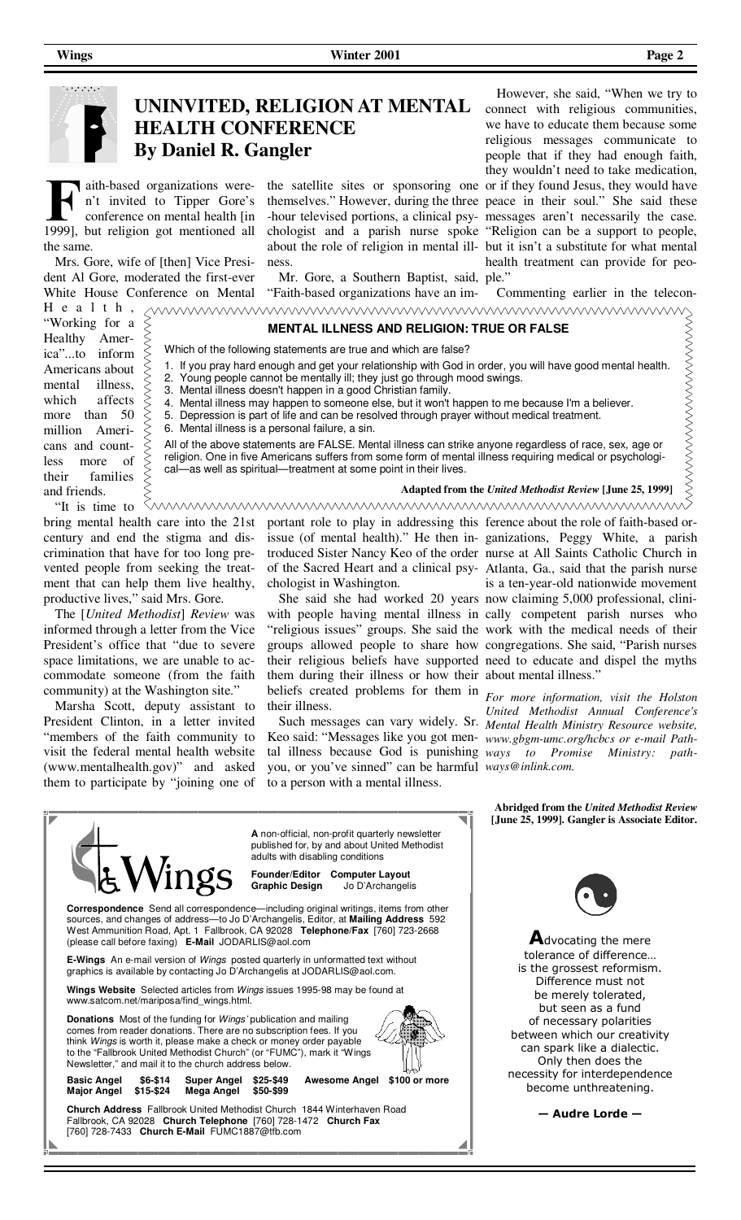# UNINVITED, RELIGION AT MENTAL HEALTH CONFERENCE

## By Daniel R. Gangler

Faith-based organizations weren't invited to Tipper Gore's conference on mental health [in 1999], but religion got mentioned all the same.

Mrs. Gore, wife of [then] Vice President Al Gore, moderated the first-ever White House Conference on Mental Health, "Working for a Healthy America"...to inform Americans about mental illness, which affects more than 50 million Americans and countless more of their families and friends.

"It is time to bring mental health care into the 21st century and end the stigma and discrimination that have for too long prevented people from seeking the treatment that can help them live healthy, productive lives," said Mrs. Gore.

The [*United Methodist*] *Review* was informed through a letter from the Vice President's office that "due to severe space limitations, we are unable to accommodate someone (from the faith community) at the Washington site."

Marsha Scott, deputy assistant to President Clinton, in a letter invited "members of the faith community to visit the federal mental health website (www.mentalhealth.gov)" and asked them to participate by "joining one of the satellite sites or sponsoring one themselves." However, during the three-hour televised portions, a clinical psychologist and a parish nurse spoke about the role of religion in mental illness.

Mr. Gore, a Southern Baptist, said, "Faith-based organizations have an important role to play in addressing this issue (of mental health)." He then introduced Sister Nancy Keo of the order of the Sacred Heart and a clinical psychologist in Washington.

She said she had worked 20 years with people having mental illness in "religious issues" groups. She said the groups allowed people to share how their religious beliefs have supported them during their illness or how their beliefs created problems for them in their illness.

Such messages can vary widely. Sr. Keo said: "Messages like you got mental illness because God is punishing you, or you've sinned" can be harmful to a person with a mental illness.

However, she said, "When we try to connect with religious communities, we have to educate them because some religious messages communicate to people that if they had enough faith, they wouldn't need to take medication, or if they found Jesus, they would have peace in their soul." She said these messages aren't necessarily the case. "Religion can be a support to people, but it isn't a substitute for what mental health treatment can provide for people."

Commenting earlier in the teleconference about the role of faith-based organizations, Peggy White, a parish nurse at All Saints Catholic Church in Atlanta, Ga., said that the parish nurse is a ten-year-old nationwide movement now claiming 5,000 professional, clinically competent parish nurses who work with the medical needs of their congregations. She said, "Parish nurses need to educate and dispel the myths about mental illness."

*For more information, visit the Holston United Methodist Annual Conference's Mental Health Ministry Resource website, www.gbgm-umc.org/hcbcs or e-mail Pathways to Promise Ministry: pathways@inlink.com.*

**Abridged from the *United Methodist Review* [June 25, 1999]. Gangler is Associate Editor.**

---

### MENTAL ILLNESS AND RELIGION: TRUE OR FALSE

Which of the following statements are true and which are false?

1. If you pray hard enough and get your relationship with God in order, you will have good mental health.
2. Young people cannot be mentally ill; they just go through mood swings.
3. Mental illness doesn't happen in a good Christian family.
4. Mental illness may happen to someone else, but it won't happen to me because I'm a believer.
5. Depression is part of life and can be resolved through prayer without medical treatment.
6. Mental illness is a personal failure, a sin.

All of the above statements are FALSE. Mental illness can strike anyone regardless of race, sex, age or religion. One in five Americans suffers from some form of mental illness requiring medical or psychological—as well as spiritual—treatment at some point in their lives.

**Adapted from the *United Methodist Review* [June 25, 1999]**

---

**Wings**

**A** non-official, non-profit quarterly newsletter published for, by and about United Methodist adults with disabling conditions

**Founder/Editor** Jo D'Archangelis **Computer Layout Graphic Design** Jo D'Archangelis

**Correspondence** Send all correspondence—including original writings, items from other sources, and changes of address—to Jo D'Archangelis, Editor, at **Mailing Address** 592 West Ammunition Road, Apt. 1 Fallbrook, CA 92028 **Telephone/Fax** [760] 723-2668 (please call before faxing) **E-Mail** JODARLIS@aol.com

**E-Wings** An e-mail version of *Wings* posted quarterly in unformatted text without graphics is available by contacting Jo D'Archangelis at JODARLIS@aol.com.

**Wings Website** Selected articles from *Wings* issues 1995-98 may be found at www.satcom.net/mariposa/find_wings.html.

**Donations** Most of the funding for *Wings'* publication and mailing comes from reader donations. There are no subscription fees. If you think *Wings* is worth it, please make a check or money order payable to the "Fallbrook United Methodist Church" (or "FUMC"), mark it "Wings Newsletter," and mail it to the church address below.

**Basic Angel** $6-$14 **Super Angel** $25-$49 **Awesome Angel** $100 or more
**Major Angel** $15-$24 **Mega Angel** $50-$99

**Church Address** Fallbrook United Methodist Church 1844 Winterhaven Road Fallbrook, CA 92028 **Church Telephone** [760] 728-1472 **Church Fax** [760] 728-7433 **Church E-Mail** FUMC1887@tfb.com

---

**A**dvocating the mere tolerance of difference... is the grossest reformism. Difference must not be merely tolerated, but seen as a fund of necessary polarities between which our creativity can spark like a dialectic. Only then does the necessity for interdependence become unthreatening.

**— Audre Lorde —**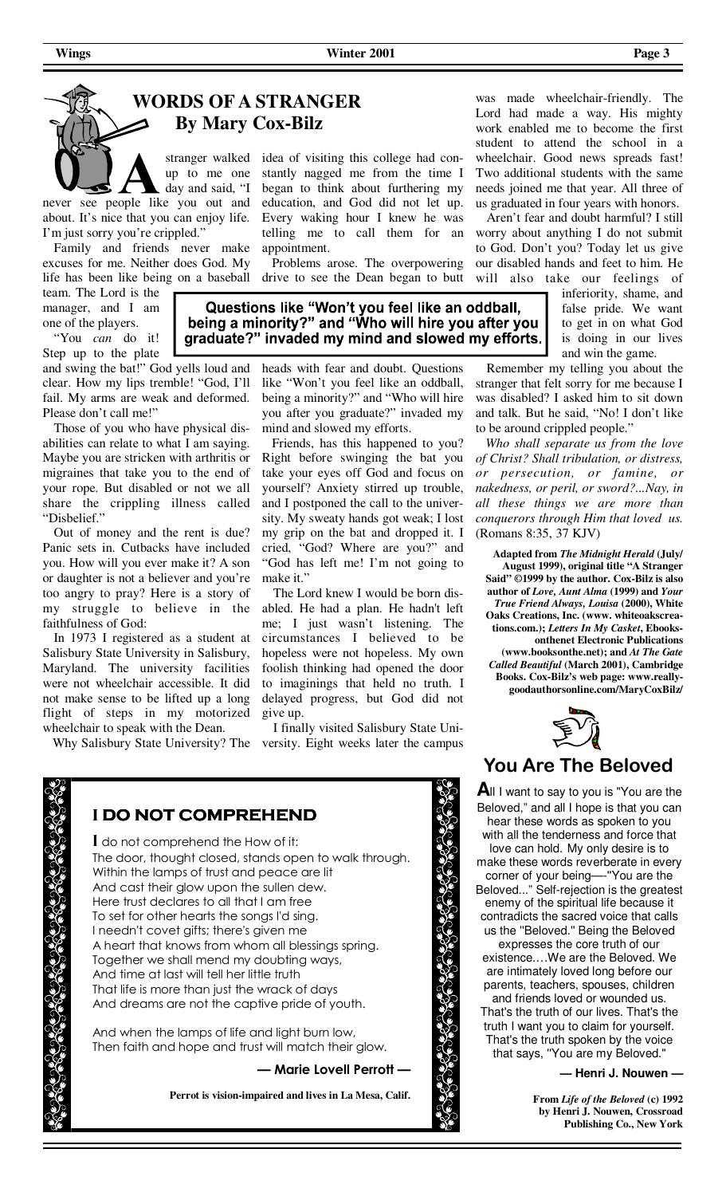## WORDS OF A STRANGER

### By Mary Cox-Bilz

A stranger walked up to me one day and said, "I never see people like you out and about. It's nice that you can enjoy life. I'm just sorry you're crippled."

Family and friends never make excuses for me. Neither does God. My life has been like being on a baseball team. The Lord is the manager, and I am one of the players.

"You *can* do it! Step up to the plate and swing the bat!" God yells loud and clear. How my lips tremble! "God, I'll fail. My arms are weak and deformed. Please don't call me!"

Those of you who have physical disabilities can relate to what I am saying. Maybe you are stricken with arthritis or migraines that take you to the end of your rope. But disabled or not we all share the crippling illness called "Disbelief."

Out of money and the rent is due? Panic sets in. Cutbacks have included you. How will you ever make it? A son or daughter is not a believer and you're too angry to pray? Here is a story of my struggle to believe in the faithfulness of God:

In 1973 I registered as a student at Salisbury State University in Salisbury, Maryland. The university facilities were not wheelchair accessible. It did not make sense to be lifted up a long flight of steps in my motorized wheelchair to speak with the Dean.

Why Salisbury State University? The idea of visiting this college had constantly nagged me from the time I began to think about furthering my education, and God did not let up. Every waking hour I knew he was telling me to call them for an appointment.

Problems arose. The overpowering drive to see the Dean began to butt heads with fear and doubt. Questions like "Won't you feel like an oddball, being a minority?" and "Who will hire you after you graduate?" invaded my mind and slowed my efforts.

**Questions like "Won't you feel like an oddball, being a minority?" and "Who will hire you after you graduate?" invaded my mind and slowed my efforts.**

Friends, has this happened to you? Right before swinging the bat you take your eyes off God and focus on yourself? Anxiety stirred up trouble, and I postponed the call to the university. My sweaty hands got weak; I lost my grip on the bat and dropped it. I cried, "God? Where are you?" and "God has left me! I'm not going to make it."

The Lord knew I would be born disabled. He had a plan. He hadn't left me; I just wasn't listening. The circumstances I believed to be hopeless were not hopeless. My own foolish thinking had opened the door to imaginings that held no truth. I delayed progress, but God did not give up.

I finally visited Salisbury State University. Eight weeks later the campus was made wheelchair-friendly. The Lord had made a way. His mighty work enabled me to become the first student to attend the school in a wheelchair. Good news spreads fast! Two additional students with the same needs joined me that year. All three of us graduated in four years with honors.

Aren't fear and doubt harmful? I still worry about anything I do not submit to God. Don't you? Today let us give our disabled hands and feet to him. He will also take our feelings of inferiority, shame, and false pride. We want to get in on what God is doing in our lives and win the game.

Remember my telling you about the stranger that felt sorry for me because I was disabled? I asked him to sit down and talk. But he said, "No! I don't like to be around crippled people."

*Who shall separate us from the love of Christ? Shall tribulation, or distress, or persecution, or famine, or nakedness, or peril, or sword?...Nay, in all these things we are more than conquerors through Him that loved us.* (Romans 8:35, 37 KJV)

**Adapted from *The Midnight Herald* (July/August 1999), original title "A Stranger Said" ©1999 by the author. Cox-Bilz is also author of *Love, Aunt Alma* (1999) and *Your True Friend Always, Louisa* (2000), White Oaks Creations, Inc. (www. whiteoakscreations.com.); *Letters In My Casket*, Ebooksonthenet Electronic Publications (www.booksonthe.net); and *At The Gate Called Beautiful* (March 2001), Cambridge Books. Cox-Bilz's web page: www.reallygoodauthorsonline.com/MaryCoxBilz/**

## I DO NOT COMPREHEND

I do not comprehend the How of it:
The door, thought closed, stands open to walk through.
Within the lamps of trust and peace are lit
And cast their glow upon the sullen dew.
Here trust declares to all that I am free
To set for other hearts the songs I'd sing.
I needn't covet gifts; there's given me
A heart that knows from whom all blessings spring.
Together we shall mend my doubting ways,
And time at last will tell her little truth
That life is more than just the wrack of days
And dreams are not the captive pride of youth.

And when the lamps of life and light burn low,
Then faith and hope and trust will match their glow.

**— Marie Lovell Perrott —**

**Perrot is vision-impaired and lives in La Mesa, Calif.**

## You Are The Beloved

All I want to say to you is "You are the Beloved," and all I hope is that you can hear these words as spoken to you with all the tenderness and force that love can hold. My only desire is to make these words reverberate in every corner of your being—"You are the Beloved..." Self-rejection is the greatest enemy of the spiritual life because it contradicts the sacred voice that calls us the "Beloved." Being the Beloved expresses the core truth of our existence.…We are the Beloved. We are intimately loved long before our parents, teachers, spouses, children and friends loved or wounded us. That's the truth of our lives. That's the truth I want you to claim for yourself. That's the truth spoken by the voice that says, "You are my Beloved."

**— Henri J. Nouwen —**

**From *Life of the Beloved* (c) 1992 by Henri J. Nouwen, Crossroad Publishing Co., New York**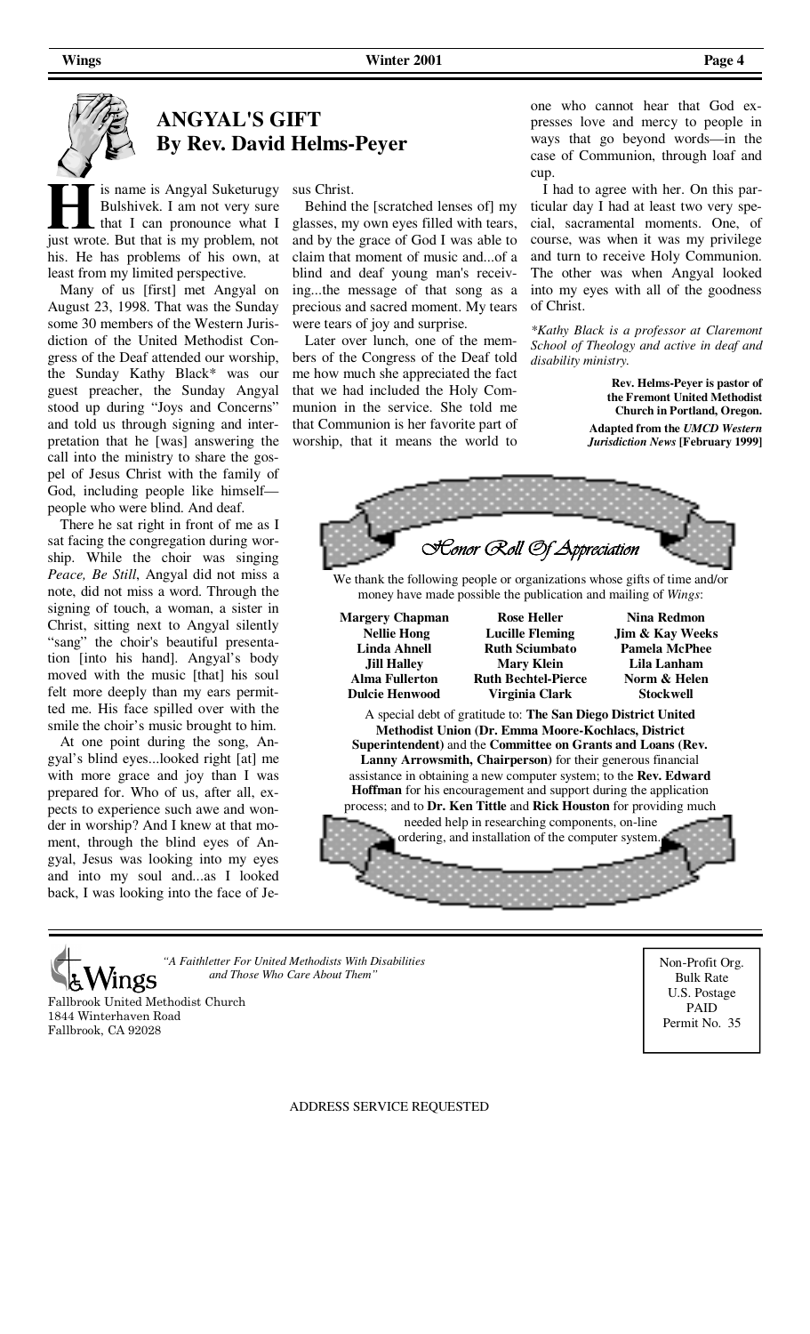## ANGYAL'S GIFT
## By Rev. David Helms-Peyer

His name is Angyal Suketurugy Bulshivek. I am not very sure that I can pronounce what I just wrote. But that is my problem, not his. He has problems of his own, at least from my limited perspective.

Many of us [first] met Angyal on August 23, 1998. That was the Sunday some 30 members of the Western Jurisdiction of the United Methodist Congress of the Deaf attended our worship, the Sunday Kathy Black* was our guest preacher, the Sunday Angyal stood up during "Joys and Concerns" and told us through signing and interpretation that he [was] answering the call into the ministry to share the gospel of Jesus Christ with the family of God, including people like himself—people who were blind. And deaf.

There he sat right in front of me as I sat facing the congregation during worship. While the choir was singing *Peace, Be Still*, Angyal did not miss a note, did not miss a word. Through the signing of touch, a woman, a sister in Christ, sitting next to Angyal silently "sang" the choir's beautiful presentation [into his hand]. Angyal's body moved with the music [that] his soul felt more deeply than my ears permitted me. His face spilled over with the smile the choir's music brought to him.

At one point during the song, Angyal's blind eyes...looked right [at] me with more grace and joy than I was prepared for. Who of us, after all, expects to experience such awe and wonder in worship? And I knew at that moment, through the blind eyes of Angyal, Jesus was looking into my eyes and into my soul and...as I looked back, I was looking into the face of Jesus Christ.

Behind the [scratched lenses of] my glasses, my own eyes filled with tears, and by the grace of God I was able to claim that moment of music and...of a blind and deaf young man's receiving...the message of that song as a precious and sacred moment. My tears were tears of joy and surprise.

Later over lunch, one of the members of the Congress of the Deaf told me how much she appreciated the fact that we had included the Holy Communion in the service. She told me that Communion is her favorite part of worship, that it means the world to one who cannot hear that God expresses love and mercy to people in ways that go beyond words—in the case of Communion, through loaf and cup.

I had to agree with her. On this particular day I had at least two very special, sacramental moments. One, of course, was when it was my privilege and turn to receive Holy Communion. The other was when Angyal looked into my eyes with all of the goodness of Christ.

*\*Kathy Black is a professor at Claremont School of Theology and active in deaf and disability ministry.*

**Rev. Helms-Peyer is pastor of the Fremont United Methodist Church in Portland, Oregon.**

**Adapted from the *UMCD Western Jurisdiction News* [February 1999]**

## Honor Roll Of Appreciation

We thank the following people or organizations whose gifts of time and/or money have made possible the publication and mailing of *Wings*:

| | | |
|---|---|---|
| **Margery Chapman** | **Rose Heller** | **Nina Redmon** |
| **Nellie Hong** | **Lucille Fleming** | **Jim & Kay Weeks** |
| **Linda Ahnell** | **Ruth Sciumbato** | **Pamela McPhee** |
| **Jill Halley** | **Mary Klein** | **Lila Lanham** |
| **Alma Fullerton** | **Ruth Bechtel-Pierce** | **Norm & Helen** |
| **Dulcie Henwood** | **Virginia Clark** | **Stockwell** |

A special debt of gratitude to: **The San Diego District United Methodist Union (Dr. Emma Moore-Kochlacs, District Superintendent)** and the **Committee on Grants and Loans (Rev. Lanny Arrowsmith, Chairperson)** for their generous financial assistance in obtaining a new computer system; to the **Rev. Edward Hoffman** for his encouragement and support during the application process; and to **Dr. Ken Tittle** and **Rick Houston** for providing much needed help in researching components, on-line ordering, and installation of the computer system.

Wings

*"A Faithletter For United Methodists With Disabilities and Those Who Care About Them"*

Fallbrook United Methodist Church
1844 Winterhaven Road
Fallbrook, CA 92028

Non-Profit Org.
Bulk Rate
U.S. Postage
PAID
Permit No. 35

ADDRESS SERVICE REQUESTED